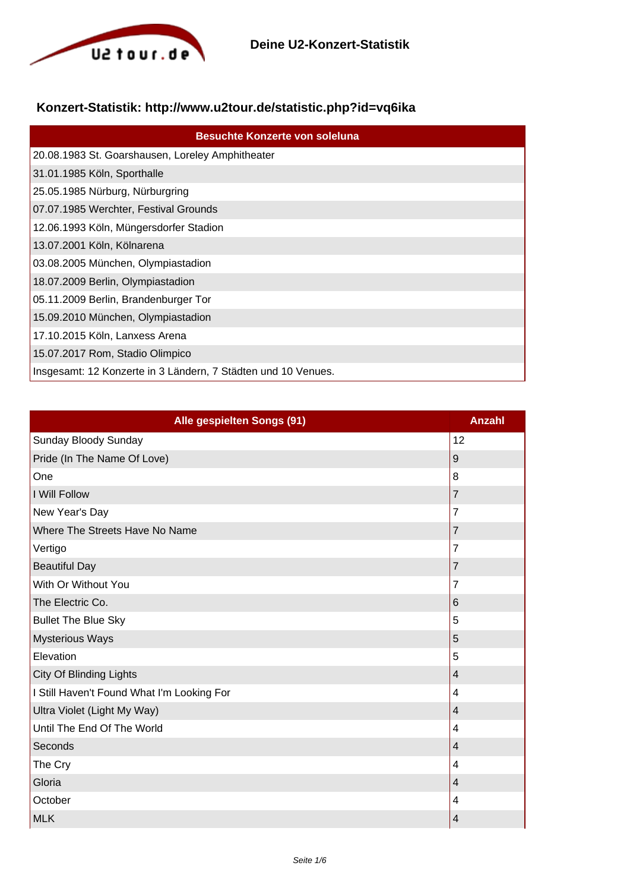# Deine U2-Konzert-Statistik

## Konzert-Statistik: http://www.u2tour.de/statistic.php?id=vq6ika

| Besuchte Konzerte von soleluna |
| --- |
| 20.08.1983 St. Goarshausen, Loreley Amphitheater |
| 31.01.1985 Köln, Sporthalle |
| 25.05.1985 Nürburg, Nürburgring |
| 07.07.1985 Werchter, Festival Grounds |
| 12.06.1993 Köln, Müngersdorfer Stadion |
| 13.07.2001 Köln, Kölnarena |
| 03.08.2005 München, Olympiastadion |
| 18.07.2009 Berlin, Olympiastadion |
| 05.11.2009 Berlin, Brandenburger Tor |
| 15.09.2010 München, Olympiastadion |
| 17.10.2015 Köln, Lanxess Arena |
| 15.07.2017 Rom, Stadio Olimpico |
| Insgesamt: 12 Konzerte in 3 Ländern, 7 Städten und 10 Venues. |

| Alle gespielten Songs (91) | Anzahl |
| --- | --- |
| Sunday Bloody Sunday | 12 |
| Pride (In The Name Of Love) | 9 |
| One | 8 |
| I Will Follow | 7 |
| New Year's Day | 7 |
| Where The Streets Have No Name | 7 |
| Vertigo | 7 |
| Beautiful Day | 7 |
| With Or Without You | 7 |
| The Electric Co. | 6 |
| Bullet The Blue Sky | 5 |
| Mysterious Ways | 5 |
| Elevation | 5 |
| City Of Blinding Lights | 4 |
| I Still Haven't Found What I'm Looking For | 4 |
| Ultra Violet (Light My Way) | 4 |
| Until The End Of The World | 4 |
| Seconds | 4 |
| The Cry | 4 |
| Gloria | 4 |
| October | 4 |
| MLK | 4 |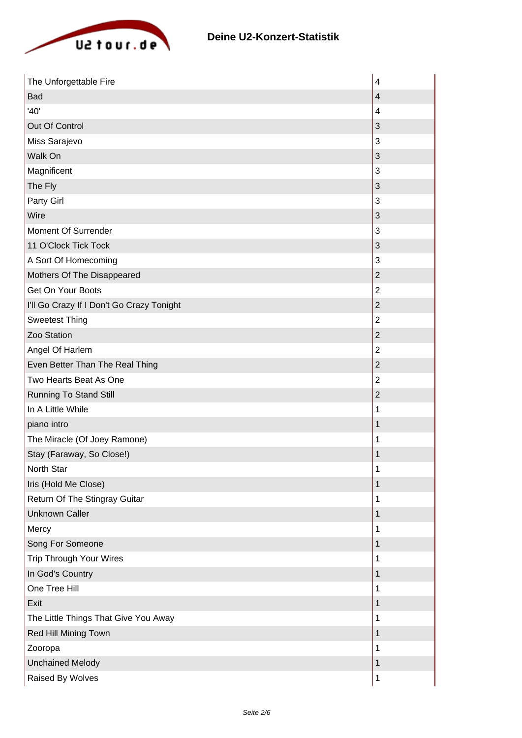| | |
|---|---|
| The Unforgettable Fire | 4 |
| Bad | 4 |
| '40' | 4 |
| Out Of Control | 3 |
| Miss Sarajevo | 3 |
| Walk On | 3 |
| Magnificent | 3 |
| The Fly | 3 |
| Party Girl | 3 |
| Wire | 3 |
| Moment Of Surrender | 3 |
| 11 O'Clock Tick Tock | 3 |
| A Sort Of Homecoming | 3 |
| Mothers Of The Disappeared | 2 |
| Get On Your Boots | 2 |
| I'll Go Crazy If I Don't Go Crazy Tonight | 2 |
| Sweetest Thing | 2 |
| Zoo Station | 2 |
| Angel Of Harlem | 2 |
| Even Better Than The Real Thing | 2 |
| Two Hearts Beat As One | 2 |
| Running To Stand Still | 2 |
| In A Little While | 1 |
| piano intro | 1 |
| The Miracle (Of Joey Ramone) | 1 |
| Stay (Faraway, So Close!) | 1 |
| North Star | 1 |
| Iris (Hold Me Close) | 1 |
| Return Of The Stingray Guitar | 1 |
| Unknown Caller | 1 |
| Mercy | 1 |
| Song For Someone | 1 |
| Trip Through Your Wires | 1 |
| In God's Country | 1 |
| One Tree Hill | 1 |
| Exit | 1 |
| The Little Things That Give You Away | 1 |
| Red Hill Mining Town | 1 |
| Zooropa | 1 |
| Unchained Melody | 1 |
| Raised By Wolves | 1 |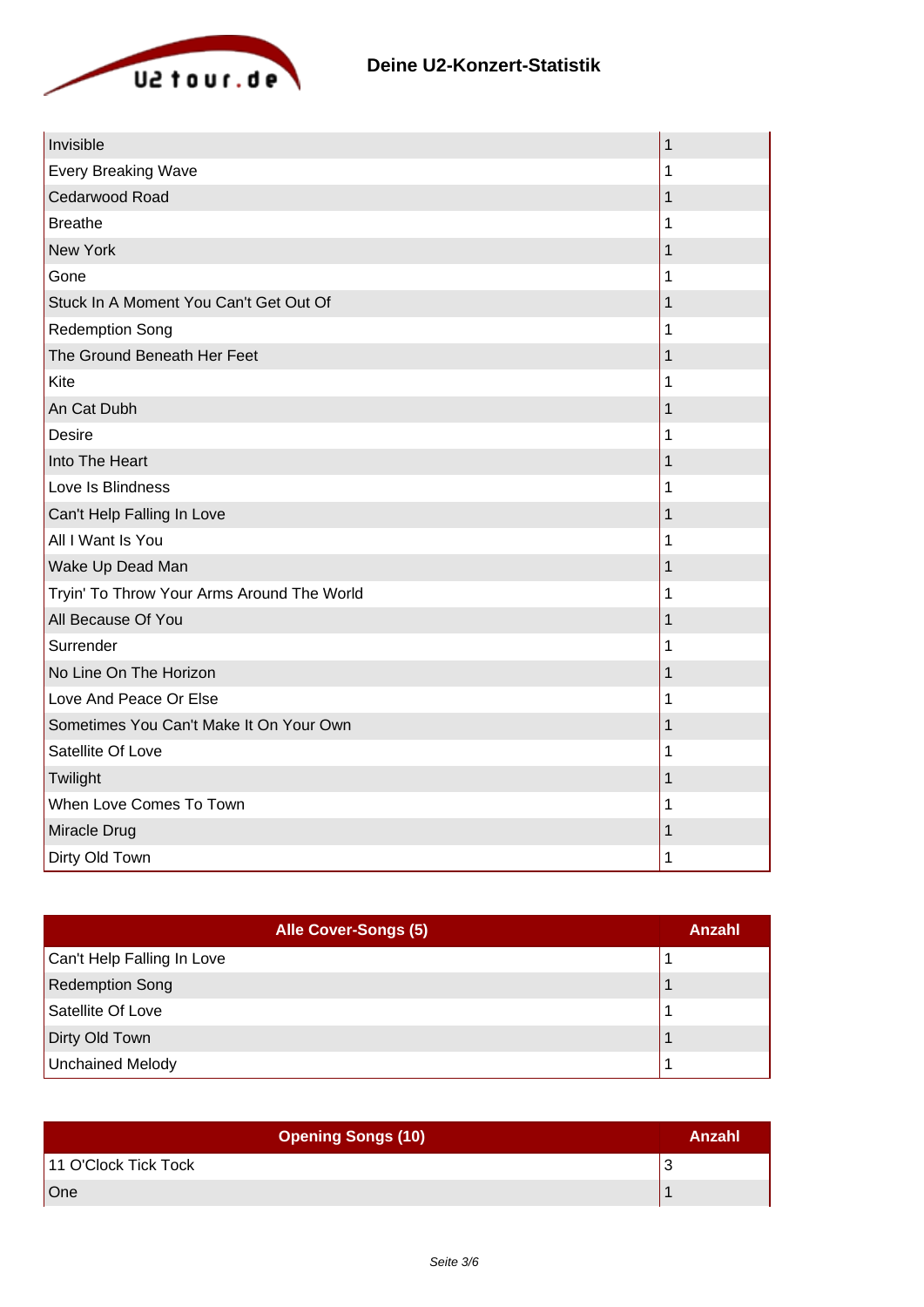## Deine U2-Konzert-Statistik

| | |
|---|---|
| Invisible | 1 |
| Every Breaking Wave | 1 |
| Cedarwood Road | 1 |
| Breathe | 1 |
| New York | 1 |
| Gone | 1 |
| Stuck In A Moment You Can't Get Out Of | 1 |
| Redemption Song | 1 |
| The Ground Beneath Her Feet | 1 |
| Kite | 1 |
| An Cat Dubh | 1 |
| Desire | 1 |
| Into The Heart | 1 |
| Love Is Blindness | 1 |
| Can't Help Falling In Love | 1 |
| All I Want Is You | 1 |
| Wake Up Dead Man | 1 |
| Tryin' To Throw Your Arms Around The World | 1 |
| All Because Of You | 1 |
| Surrender | 1 |
| No Line On The Horizon | 1 |
| Love And Peace Or Else | 1 |
| Sometimes You Can't Make It On Your Own | 1 |
| Satellite Of Love | 1 |
| Twilight | 1 |
| When Love Comes To Town | 1 |
| Miracle Drug | 1 |
| Dirty Old Town | 1 |

| Alle Cover-Songs (5) | Anzahl |
|---|---|
| Can't Help Falling In Love | 1 |
| Redemption Song | 1 |
| Satellite Of Love | 1 |
| Dirty Old Town | 1 |
| Unchained Melody | 1 |

| Opening Songs (10) | Anzahl |
|---|---|
| 11 O'Clock Tick Tock | 3 |
| One | 1 |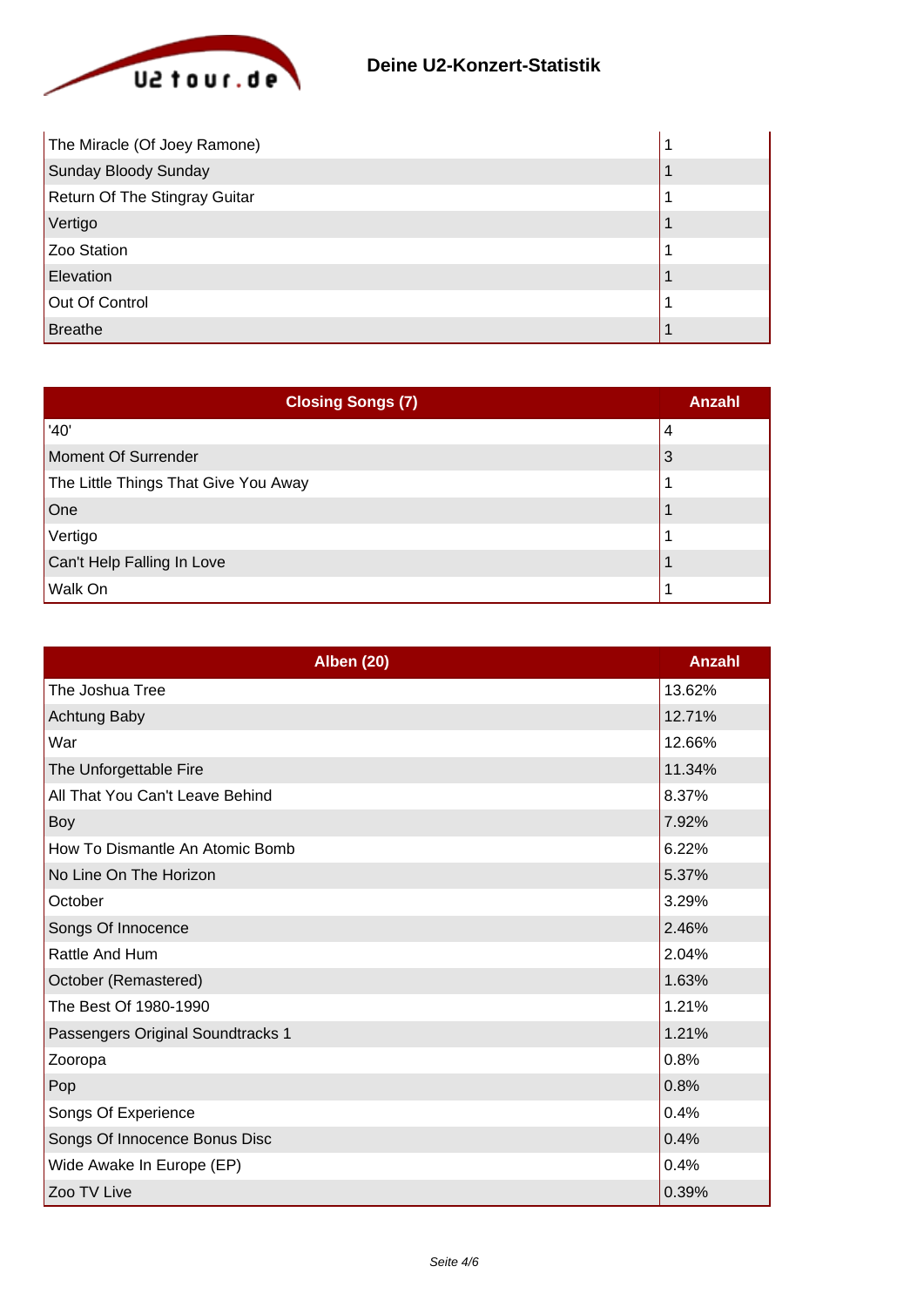| | |
|---|---|
| The Miracle (Of Joey Ramone) | 1 |
| Sunday Bloody Sunday | 1 |
| Return Of The Stingray Guitar | 1 |
| Vertigo | 1 |
| Zoo Station | 1 |
| Elevation | 1 |
| Out Of Control | 1 |
| Breathe | 1 |

| Closing Songs (7) | Anzahl |
|---|---|
| '40' | 4 |
| Moment Of Surrender | 3 |
| The Little Things That Give You Away | 1 |
| One | 1 |
| Vertigo | 1 |
| Can't Help Falling In Love | 1 |
| Walk On | 1 |

| Alben (20) | Anzahl |
|---|---|
| The Joshua Tree | 13.62% |
| Achtung Baby | 12.71% |
| War | 12.66% |
| The Unforgettable Fire | 11.34% |
| All That You Can't Leave Behind | 8.37% |
| Boy | 7.92% |
| How To Dismantle An Atomic Bomb | 6.22% |
| No Line On The Horizon | 5.37% |
| October | 3.29% |
| Songs Of Innocence | 2.46% |
| Rattle And Hum | 2.04% |
| October (Remastered) | 1.63% |
| The Best Of 1980-1990 | 1.21% |
| Passengers Original Soundtracks 1 | 1.21% |
| Zooropa | 0.8% |
| Pop | 0.8% |
| Songs Of Experience | 0.4% |
| Songs Of Innocence Bonus Disc | 0.4% |
| Wide Awake In Europe (EP) | 0.4% |
| Zoo TV Live | 0.39% |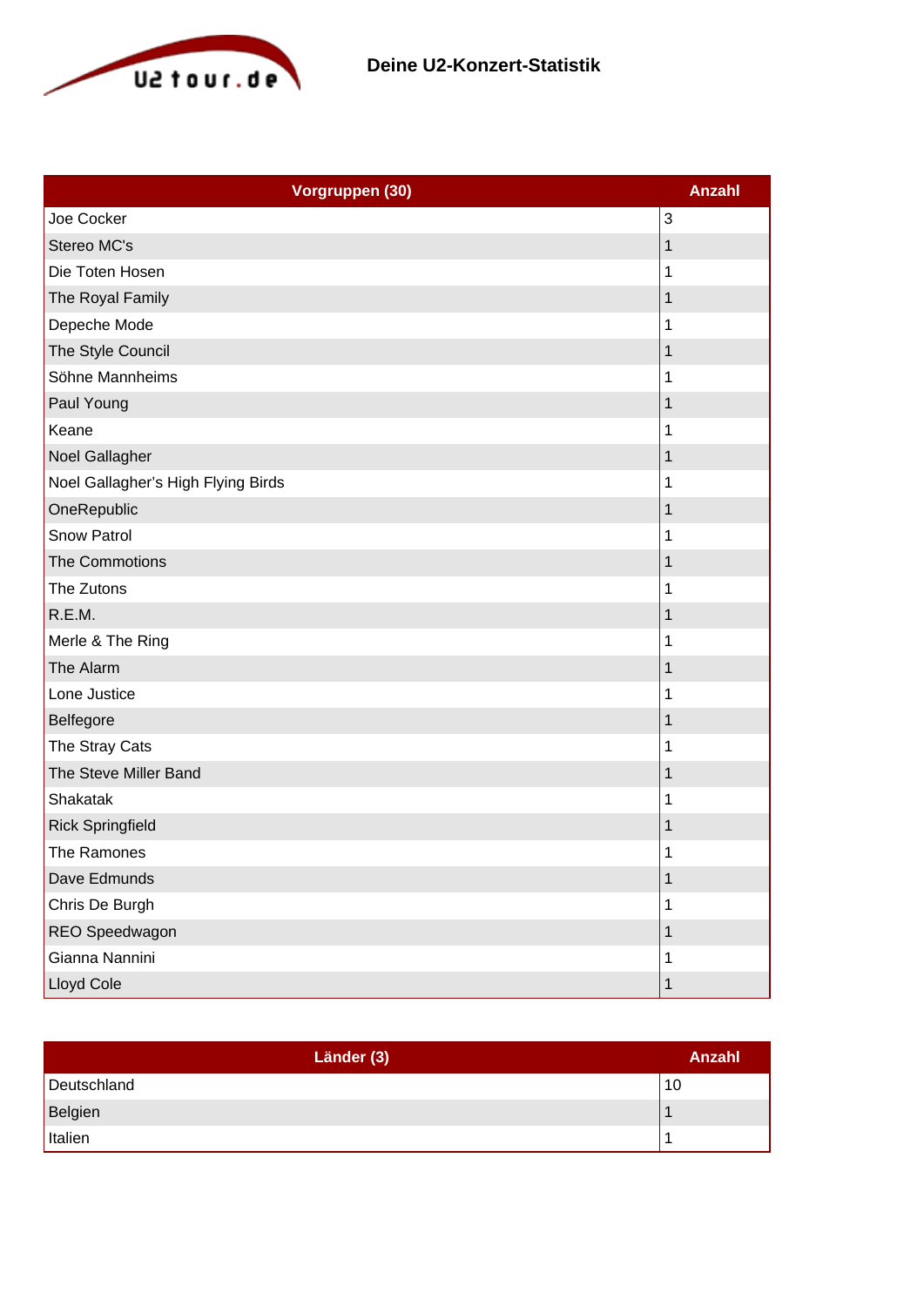# Deine U2-Konzert-Statistik

| Vorgruppen (30) | Anzahl |
| --- | --- |
| Joe Cocker | 3 |
| Stereo MC's | 1 |
| Die Toten Hosen | 1 |
| The Royal Family | 1 |
| Depeche Mode | 1 |
| The Style Council | 1 |
| Söhne Mannheims | 1 |
| Paul Young | 1 |
| Keane | 1 |
| Noel Gallagher | 1 |
| Noel Gallagher's High Flying Birds | 1 |
| OneRepublic | 1 |
| Snow Patrol | 1 |
| The Commotions | 1 |
| The Zutons | 1 |
| R.E.M. | 1 |
| Merle & The Ring | 1 |
| The Alarm | 1 |
| Lone Justice | 1 |
| Belfegore | 1 |
| The Stray Cats | 1 |
| The Steve Miller Band | 1 |
| Shakatak | 1 |
| Rick Springfield | 1 |
| The Ramones | 1 |
| Dave Edmunds | 1 |
| Chris De Burgh | 1 |
| REO Speedwagon | 1 |
| Gianna Nannini | 1 |
| Lloyd Cole | 1 |

| Länder (3) | Anzahl |
| --- | --- |
| Deutschland | 10 |
| Belgien | 1 |
| Italien | 1 |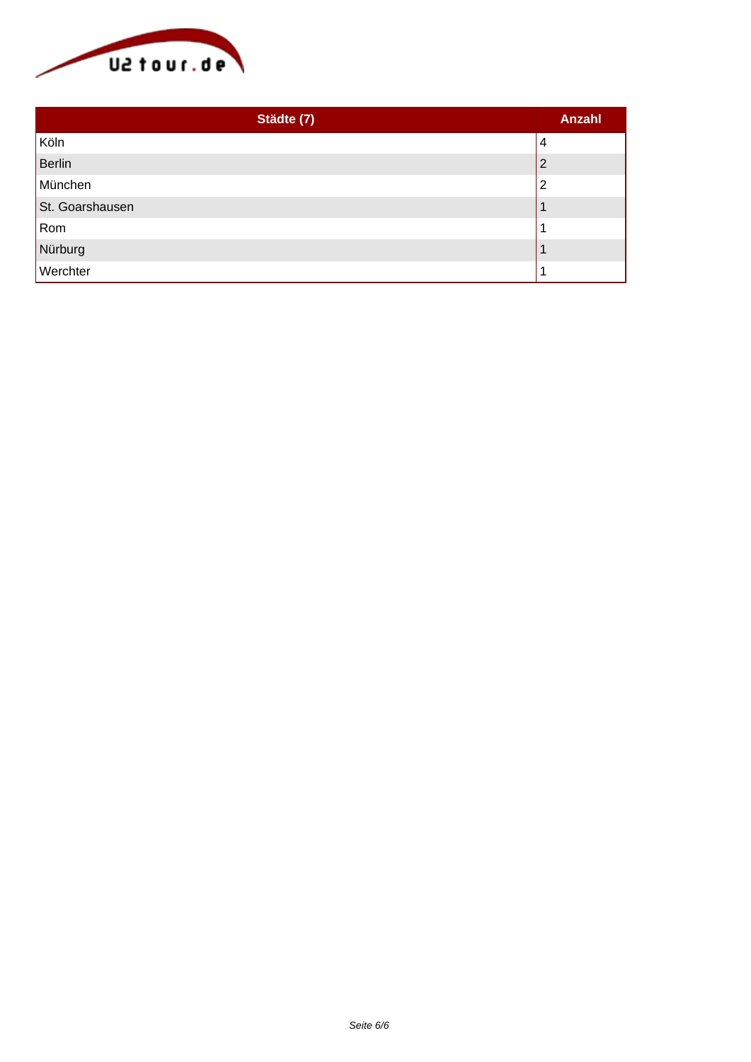| Städte (7) | Anzahl |
| --- | --- |
| Köln | 4 |
| Berlin | 2 |
| München | 2 |
| St. Goarshausen | 1 |
| Rom | 1 |
| Nürburg | 1 |
| Werchter | 1 |